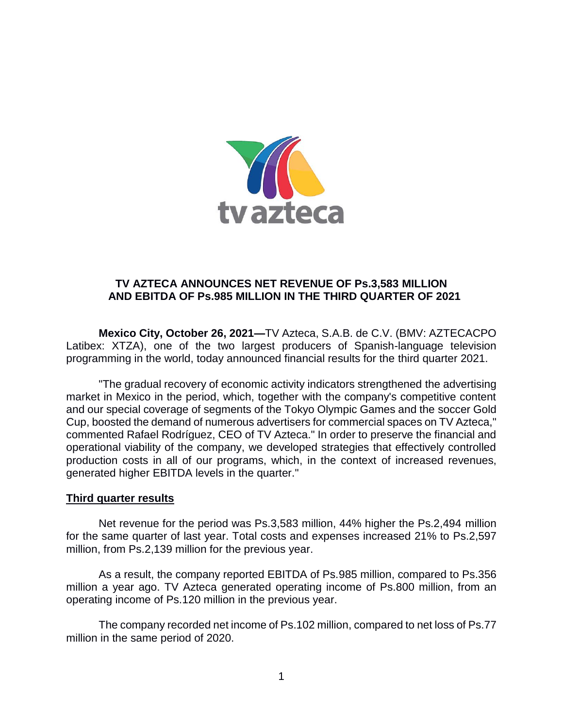# TV AZTECA ANNOUNCES NET REVENUE OF Ps.3,583 MILLION AND EBITDA OF Ps.985 MILLION IN THE THIRD QUARTER OF 2021

**Mexico City, October 26, 2021—**TV Azteca, S.A.B. de C.V. (BMV: AZTECACPO Latibex: XTZA), one of the two largest producers of Spanish-language television programming in the world, today announced financial results for the third quarter 2021.

"The gradual recovery of economic activity indicators strengthened the advertising market in Mexico in the period, which, together with the company's competitive content and our special coverage of segments of the Tokyo Olympic Games and the soccer Gold Cup, boosted the demand of numerous advertisers for commercial spaces on TV Azteca," commented Rafael Rodríguez, CEO of TV Azteca." In order to preserve the financial and operational viability of the company, we developed strategies that effectively controlled production costs in all of our programs, which, in the context of increased revenues, generated higher EBITDA levels in the quarter."

## Third quarter results

Net revenue for the period was Ps.3,583 million, 44% higher the Ps.2,494 million for the same quarter of last year. Total costs and expenses increased 21% to Ps.2,597 million, from Ps.2,139 million for the previous year.

As a result, the company reported EBITDA of Ps.985 million, compared to Ps.356 million a year ago. TV Azteca generated operating income of Ps.800 million, from an operating income of Ps.120 million in the previous year.

The company recorded net income of Ps.102 million, compared to net loss of Ps.77 million in the same period of 2020.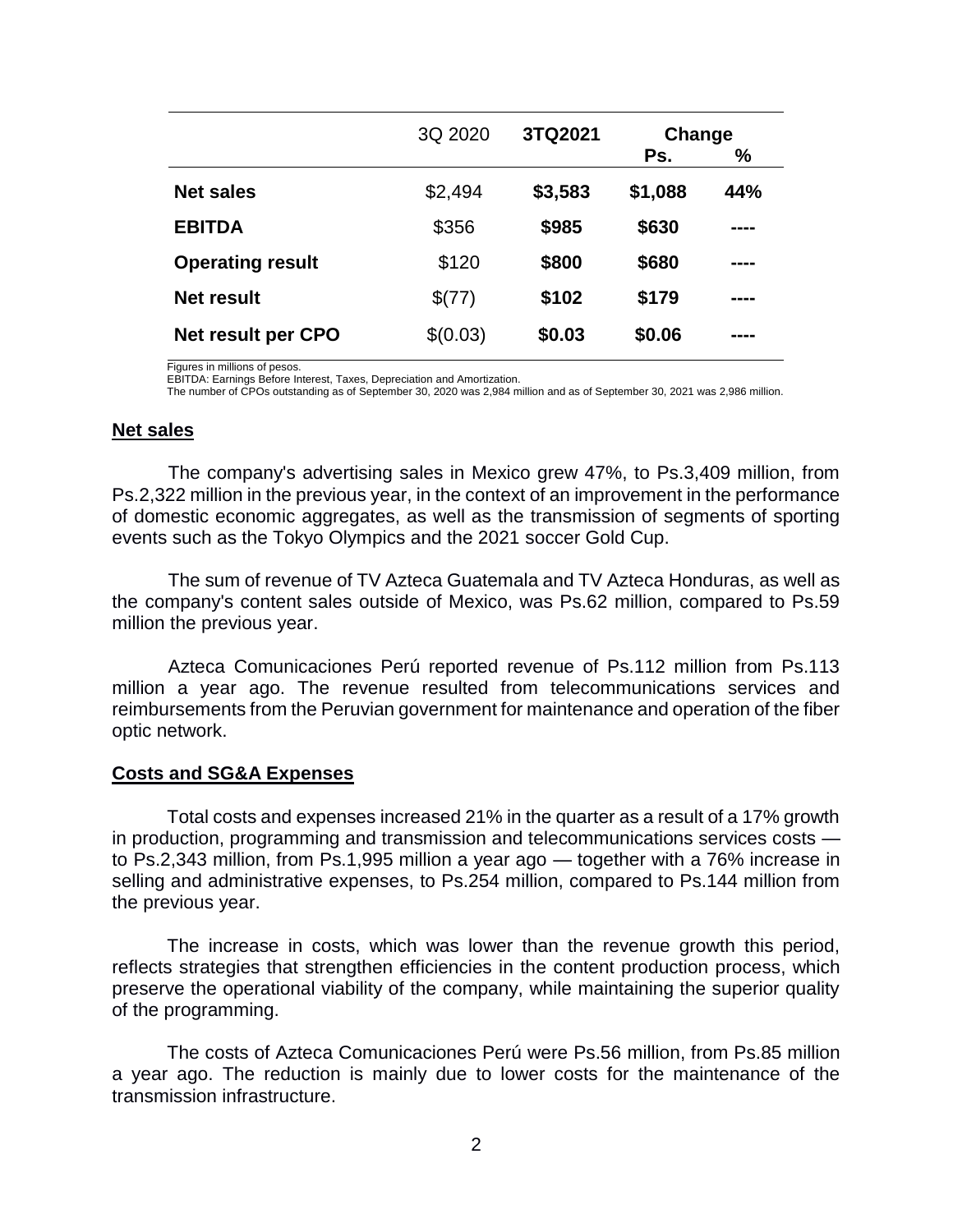| | 3Q 2020 | **3TQ2021** | **Change** | |
|---|---|---|---|---|
| | | | **Ps.** | **%** |
| **Net sales** | $2,494 | **$3,583** | **$1,088** | **44%** |
| **EBITDA** | $356 | **$985** | **$630** | **----** |
| **Operating result** | $120 | **$800** | **$680** | **----** |
| **Net result** | $(77) | **$102** | **$179** | **----** |
| **Net result per CPO** | $(0.03) | **$0.03** | **$0.06** | **----** |

Figures in millions of pesos.
EBITDA: Earnings Before Interest, Taxes, Depreciation and Amortization.
The number of CPOs outstanding as of September 30, 2020 was 2,984 million and as of September 30, 2021 was 2,986 million.

## Net sales

The company's advertising sales in Mexico grew 47%, to Ps.3,409 million, from Ps.2,322 million in the previous year, in the context of an improvement in the performance of domestic economic aggregates, as well as the transmission of segments of sporting events such as the Tokyo Olympics and the 2021 soccer Gold Cup.

The sum of revenue of TV Azteca Guatemala and TV Azteca Honduras, as well as the company's content sales outside of Mexico, was Ps.62 million, compared to Ps.59 million the previous year.

Azteca Comunicaciones Perú reported revenue of Ps.112 million from Ps.113 million a year ago. The revenue resulted from telecommunications services and reimbursements from the Peruvian government for maintenance and operation of the fiber optic network.

## Costs and SG&A Expenses

Total costs and expenses increased 21% in the quarter as a result of a 17% growth in production, programming and transmission and telecommunications services costs — to Ps.2,343 million, from Ps.1,995 million a year ago — together with a 76% increase in selling and administrative expenses, to Ps.254 million, compared to Ps.144 million from the previous year.

The increase in costs, which was lower than the revenue growth this period, reflects strategies that strengthen efficiencies in the content production process, which preserve the operational viability of the company, while maintaining the superior quality of the programming.

The costs of Azteca Comunicaciones Perú were Ps.56 million, from Ps.85 million a year ago. The reduction is mainly due to lower costs for the maintenance of the transmission infrastructure.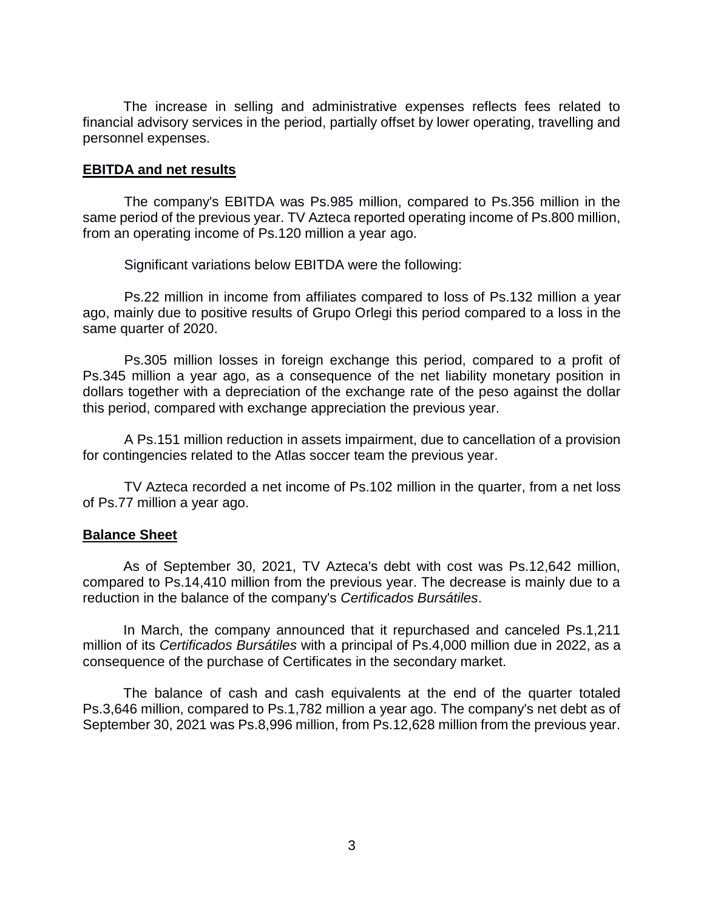The increase in selling and administrative expenses reflects fees related to financial advisory services in the period, partially offset by lower operating, travelling and personnel expenses.

## EBITDA and net results

The company's EBITDA was Ps.985 million, compared to Ps.356 million in the same period of the previous year. TV Azteca reported operating income of Ps.800 million, from an operating income of Ps.120 million a year ago.

Significant variations below EBITDA were the following:

Ps.22 million in income from affiliates compared to loss of Ps.132 million a year ago, mainly due to positive results of Grupo Orlegi this period compared to a loss in the same quarter of 2020.

Ps.305 million losses in foreign exchange this period, compared to a profit of Ps.345 million a year ago, as a consequence of the net liability monetary position in dollars together with a depreciation of the exchange rate of the peso against the dollar this period, compared with exchange appreciation the previous year.

A Ps.151 million reduction in assets impairment, due to cancellation of a provision for contingencies related to the Atlas soccer team the previous year.

TV Azteca recorded a net income of Ps.102 million in the quarter, from a net loss of Ps.77 million a year ago.

## Balance Sheet

As of September 30, 2021, TV Azteca's debt with cost was Ps.12,642 million, compared to Ps.14,410 million from the previous year. The decrease is mainly due to a reduction in the balance of the company's *Certificados Bursátiles*.

In March, the company announced that it repurchased and canceled Ps.1,211 million of its *Certificados Bursátiles* with a principal of Ps.4,000 million due in 2022, as a consequence of the purchase of Certificates in the secondary market.

The balance of cash and cash equivalents at the end of the quarter totaled Ps.3,646 million, compared to Ps.1,782 million a year ago. The company's net debt as of September 30, 2021 was Ps.8,996 million, from Ps.12,628 million from the previous year.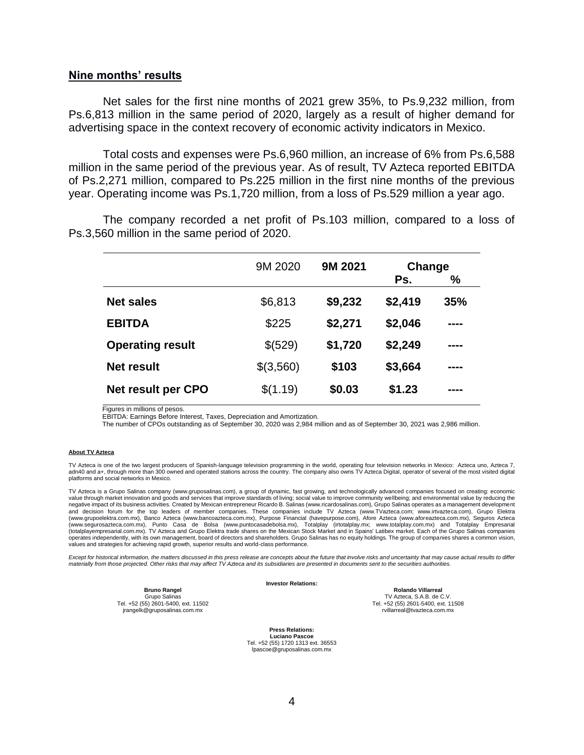## Nine months' results

Net sales for the first nine months of 2021 grew 35%, to Ps.9,232 million, from Ps.6,813 million in the same period of 2020, largely as a result of higher demand for advertising space in the context recovery of economic activity indicators in Mexico.

Total costs and expenses were Ps.6,960 million, an increase of 6% from Ps.6,588 million in the same period of the previous year. As of result, TV Azteca reported EBITDA of Ps.2,271 million, compared to Ps.225 million in the first nine months of the previous year. Operating income was Ps.1,720 million, from a loss of Ps.529 million a year ago.

The company recorded a net profit of Ps.103 million, compared to a loss of Ps.3,560 million in the same period of 2020.

| | 9M 2020 | **9M 2021** | **Change** | |
|---|---|---|---|---|
| | | | **Ps.** | **%** |
| **Net sales** | $6,813 | **$9,232** | **$2,419** | **35%** |
| **EBITDA** | $225 | **$2,271** | **$2,046** | **----** |
| **Operating result** | $(529) | **$1,720** | **$2,249** | **----** |
| **Net result** | $(3,560) | **$103** | **$3,664** | **----** |
| **Net result per CPO** | $(1.19) | **$0.03** | **$1.23** | **----** |

Figures in millions of pesos.
EBITDA: Earnings Before Interest, Taxes, Depreciation and Amortization.
The number of CPOs outstanding as of September 30, 2020 was 2,984 million and as of September 30, 2021 was 2,986 million.

**About TV Azteca**

TV Azteca is one of the two largest producers of Spanish-language television programming in the world, operating four television networks in Mexico: Azteca uno, Azteca 7, adn40 and a+, through more than 300 owned and operated stations across the country. The company also owns TV Azteca Digital, operator of several of the most visited digital platforms and social networks in Mexico.

TV Azteca is a Grupo Salinas company (www.gruposalinas.com), a group of dynamic, fast growing, and technologically advanced companies focused on creating: economic value through market innovation and goods and services that improve standards of living; social value to improve community wellbeing; and environmental value by reducing the negative impact of its business activities. Created by Mexican entrepreneur Ricardo B. Salinas (www.ricardosalinas.com), Grupo Salinas operates as a management development and decision forum for the top leaders of member companies. These companies include TV Azteca (www.TVazteca.com; www.irtvazteca.com), Grupo Elektra (www.grupoelektra.com.mx), Banco Azteca (www.bancoazteca.com.mx), Purpose Financial (havepurpose.com), Afore Azteca (www.aforeazteca.com.mx), Seguros Azteca (www.segurosazteca.com.mx), Punto Casa de Bolsa (www.puntocasadebolsa.mx), Totalplay (irtotalplay.mx; www.totalplay.com.mx) and Totalplay Empresarial (totalplayempresarial.com.mx). TV Azteca and Grupo Elektra trade shares on the Mexican Stock Market and in Spains' Latibex market. Each of the Grupo Salinas companies operates independently, with its own management, board of directors and shareholders. Grupo Salinas has no equity holdings. The group of companies shares a common vision, values and strategies for achieving rapid growth, superior results and world-class performance.

*Except for historical information, the matters discussed in this press release are concepts about the future that involve risks and uncertainty that may cause actual results to differ materially from those projected. Other risks that may affect TV Azteca and its subsidiaries are presented in documents sent to the securities authorities.*

**Investor Relations:**

**Bruno Rangel**
Grupo Salinas
Tel. +52 (55) 2601-5400, ext. 11502
jrangelk@gruposalinas.com.mx

**Rolando Villarreal**
TV Azteca, S.A.B. de C.V.
Tel. +52 (55) 2601-5400, ext. 11508
rvillarreal@tvazteca.com.mx

**Press Relations:**
**Luciano Pascoe**
Tel. +52 (55) 1720 1313 ext. 36553
lpascoe@gruposalinas.com.mx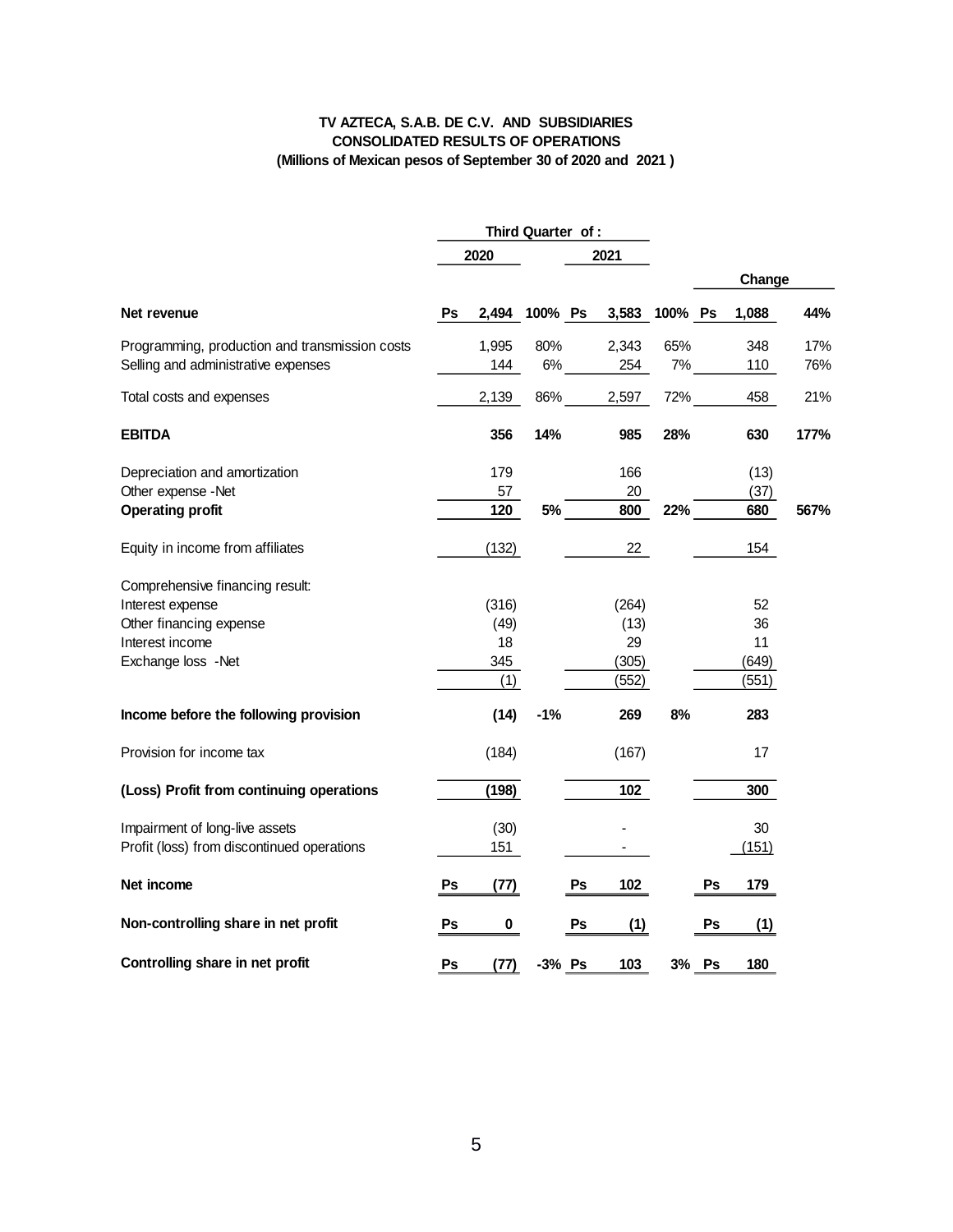# TV AZTECA, S.A.B. DE C.V. AND SUBSIDIARIES
## CONSOLIDATED RESULTS OF OPERATIONS
### (Millions of Mexican pesos of September 30 of 2020 and 2021 )

| | Third Quarter of : | | | | Change | |
|---|---|---|---|---|---|---|
| | 2020 | | 2021 | | | |
| **Net revenue** | **Ps 2,494** | **100%** | **Ps 3,583** | **100%** | **Ps 1,088** | **44%** |
| Programming, production and transmission costs | 1,995 | 80% | 2,343 | 65% | 348 | 17% |
| Selling and administrative expenses | 144 | 6% | 254 | 7% | 110 | 76% |
| Total costs and expenses | 2,139 | 86% | 2,597 | 72% | 458 | 21% |
| **EBITDA** | **356** | **14%** | **985** | **28%** | **630** | **177%** |
| Depreciation and amortization | 179 | | 166 | | (13) | |
| Other expense -Net | 57 | | 20 | | (37) | |
| **Operating profit** | **120** | **5%** | **800** | **22%** | **680** | **567%** |
| Equity in income from affiliates | (132) | | 22 | | 154 | |
| Comprehensive financing result: | | | | | | |
| Interest expense | (316) | | (264) | | 52 | |
| Other financing expense | (49) | | (13) | | 36 | |
| Interest income | 18 | | 29 | | 11 | |
| Exchange loss -Net | 345 | | (305) | | (649) | |
| | (1) | | (552) | | (551) | |
| **Income before the following provision** | **(14)** | **-1%** | **269** | **8%** | **283** | |
| Provision for income tax | (184) | | (167) | | 17 | |
| **(Loss) Profit from continuing operations** | **(198)** | | **102** | | **300** | |
| Impairment of long-live assets | (30) | | - | | 30 | |
| Profit (loss) from discontinued operations | 151 | | - | | (151) | |
| **Net income** | **Ps (77)** | | **Ps 102** | | **Ps 179** | |
| **Non-controlling share in net profit** | **Ps 0** | | **Ps (1)** | | **Ps (1)** | |
| **Controlling share in net profit** | **Ps (77)** | **-3%** | **Ps 103** | **3%** | **Ps 180** | |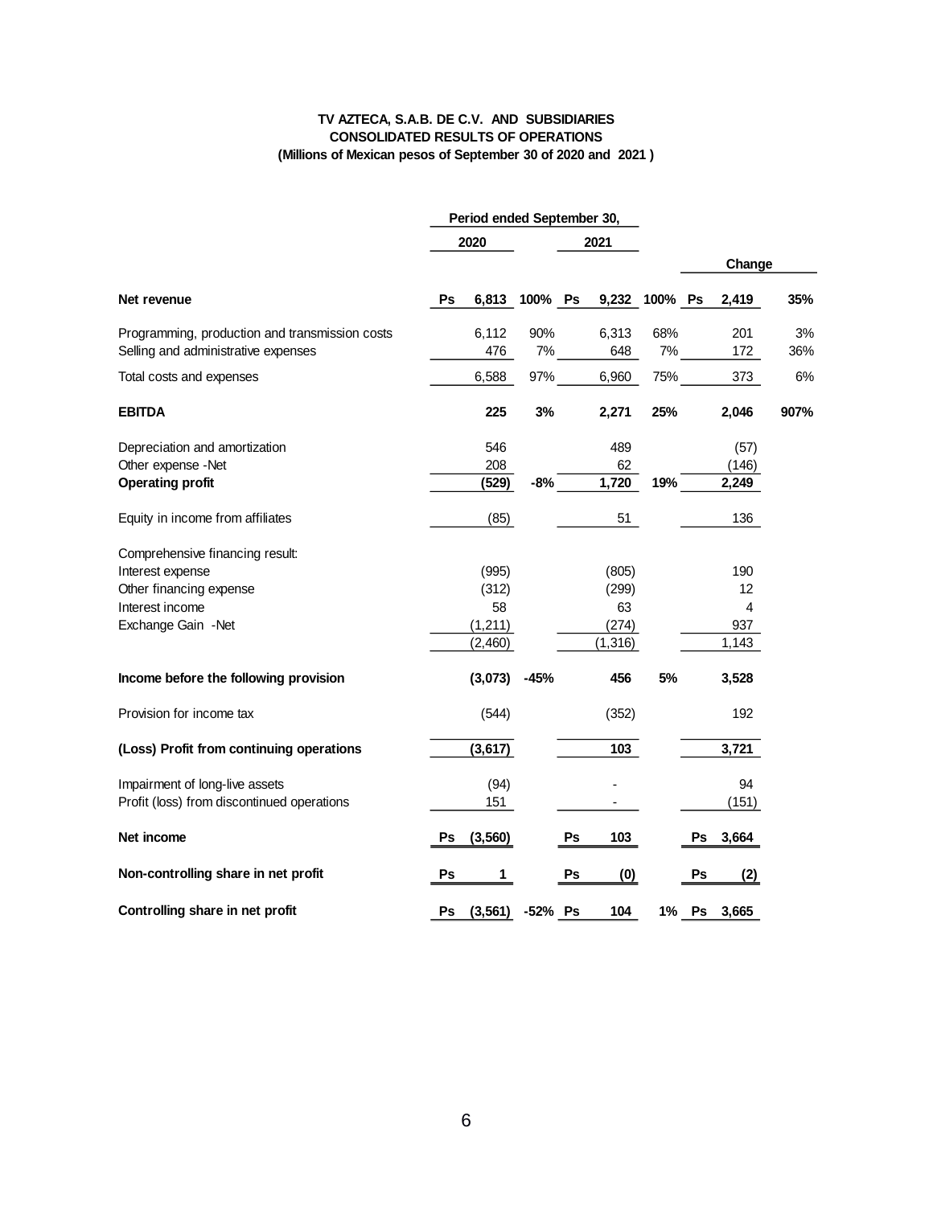**TV AZTECA, S.A.B. DE C.V. AND SUBSIDIARIES**
**CONSOLIDATED RESULTS OF OPERATIONS**
**(Millions of Mexican pesos of September 30 of 2020 and 2021 )**

| | Period ended September 30, | | | | | | | |
|---|---|---|---|---|---|---|---|---|
| | 2020 | | 2021 | | | Change | | |
| **Net revenue** | Ps **6,813** | **100%** | Ps **9,232** | **100%** | Ps | **2,419** | **35%** |
| Programming, production and transmission costs | 6,112 | 90% | 6,313 | 68% | | 201 | 3% |
| Selling and administrative expenses | 476 | 7% | 648 | 7% | | 172 | 36% |
| Total costs and expenses | 6,588 | 97% | 6,960 | 75% | | 373 | 6% |
| **EBITDA** | **225** | **3%** | **2,271** | **25%** | | **2,046** | **907%** |
| Depreciation and amortization | 546 | | 489 | | | (57) | |
| Other expense -Net | 208 | | 62 | | | (146) | |
| **Operating profit** | **(529)** | **-8%** | **1,720** | **19%** | | **2,249** | |
| Equity in income from affiliates | (85) | | 51 | | | 136 | |
| Comprehensive financing result: | | | | | | | |
| Interest expense | (995) | | (805) | | | 190 | |
| Other financing expense | (312) | | (299) | | | 12 | |
| Interest income | 58 | | 63 | | | 4 | |
| Exchange Gain -Net | (1,211) | | (274) | | | 937 | |
| | (2,460) | | (1,316) | | | 1,143 | |
| **Income before the following provision** | **(3,073)** | **-45%** | **456** | **5%** | | **3,528** | |
| Provision for income tax | (544) | | (352) | | | 192 | |
| **(Loss) Profit from continuing operations** | **(3,617)** | | **103** | | | **3,721** | |
| Impairment of long-live assets | (94) | | - | | | 94 | |
| Profit (loss) from discontinued operations | 151 | | - | | | (151) | |
| **Net income** | Ps **(3,560)** | | Ps **103** | | Ps | **3,664** | |
| **Non-controlling share in net profit** | Ps **1** | | Ps **(0)** | | Ps | **(2)** | |
| **Controlling share in net profit** | Ps **(3,561)** | **-52%** | Ps **104** | **1%** | Ps | **3,665** | |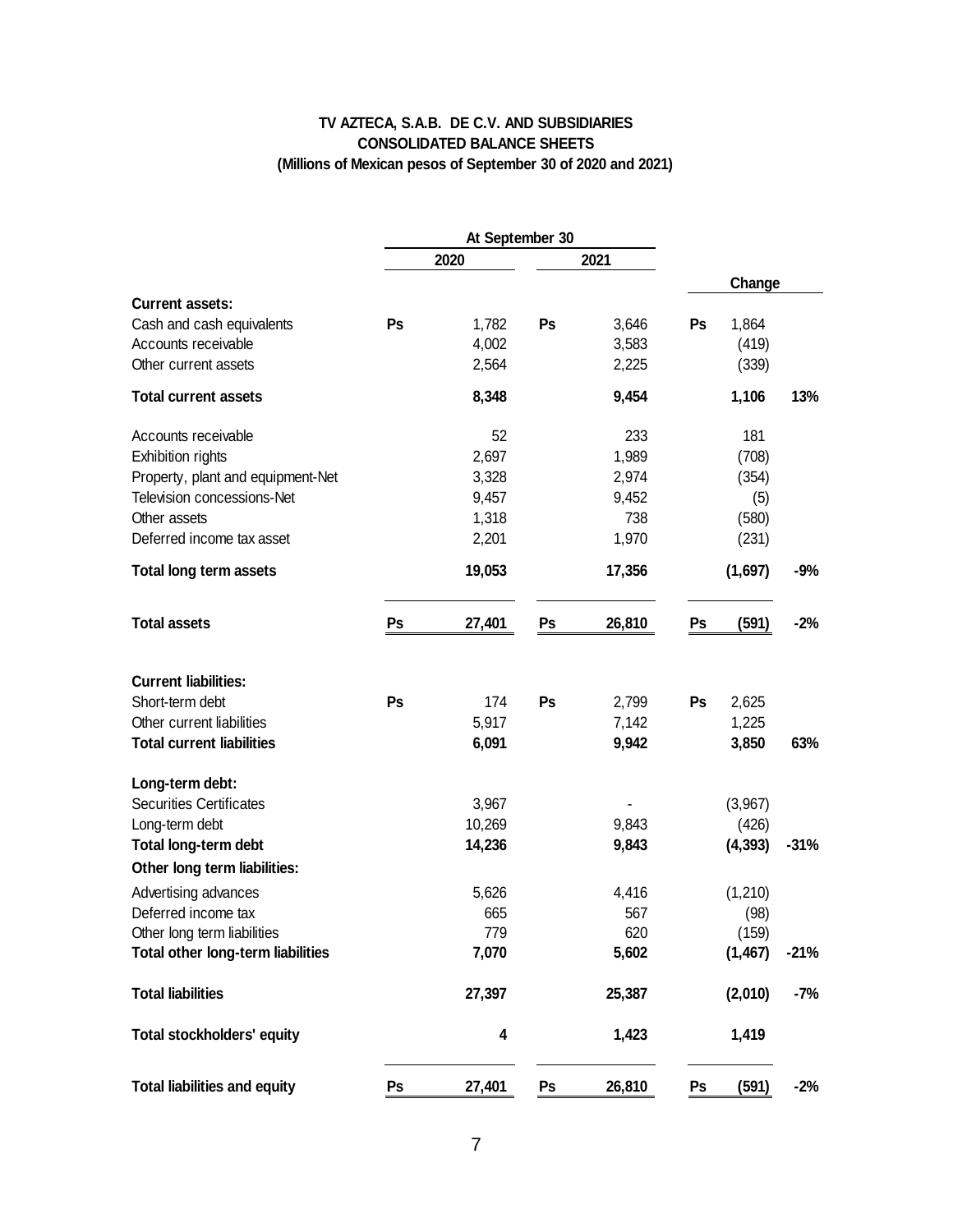**TV AZTECA, S.A.B. DE C.V. AND SUBSIDIARIES**
**CONSOLIDATED BALANCE SHEETS**
**(Millions of Mexican pesos of September 30 of 2020 and 2021)**

| | At September 30 | | | | | | |
|---|---|---|---|---|---|---|---|
| | 2020 | | 2021 | | Change | | |
| **Current assets:** | | | | | | | |
| Cash and cash equivalents | Ps | 1,782 | Ps | 3,646 | Ps | 1,864 | |
| Accounts receivable | | 4,002 | | 3,583 | | (419) | |
| Other current assets | | 2,564 | | 2,225 | | (339) | |
| **Total current assets** | | **8,348** | | **9,454** | | **1,106** | **13%** |
| Accounts receivable | | 52 | | 233 | | 181 | |
| Exhibition rights | | 2,697 | | 1,989 | | (708) | |
| Property, plant and equipment-Net | | 3,328 | | 2,974 | | (354) | |
| Television concessions-Net | | 9,457 | | 9,452 | | (5) | |
| Other assets | | 1,318 | | 738 | | (580) | |
| Deferred income tax asset | | 2,201 | | 1,970 | | (231) | |
| **Total long term assets** | | **19,053** | | **17,356** | | **(1,697)** | **-9%** |
| **Total assets** | **Ps** | **27,401** | **Ps** | **26,810** | **Ps** | **(591)** | **-2%** |
| **Current liabilities:** | | | | | | | |
| Short-term debt | Ps | 174 | Ps | 2,799 | Ps | 2,625 | |
| Other current liabilities | | 5,917 | | 7,142 | | 1,225 | |
| **Total current liabilities** | | **6,091** | | **9,942** | | **3,850** | **63%** |
| **Long-term debt:** | | | | | | | |
| Securities Certificates | | 3,967 | | - | | (3,967) | |
| Long-term debt | | 10,269 | | 9,843 | | (426) | |
| **Total long-term debt** | | **14,236** | | **9,843** | | **(4,393)** | **-31%** |
| **Other long term liabilities:** | | | | | | | |
| Advertising advances | | 5,626 | | 4,416 | | (1,210) | |
| Deferred income tax | | 665 | | 567 | | (98) | |
| Other long term liabilities | | 779 | | 620 | | (159) | |
| **Total other long-term liabilities** | | **7,070** | | **5,602** | | **(1,467)** | **-21%** |
| **Total liabilities** | | **27,397** | | **25,387** | | **(2,010)** | **-7%** |
| **Total stockholders' equity** | | **4** | | **1,423** | | **1,419** | |
| **Total liabilities and equity** | **Ps** | **27,401** | **Ps** | **26,810** | **Ps** | **(591)** | **-2%** |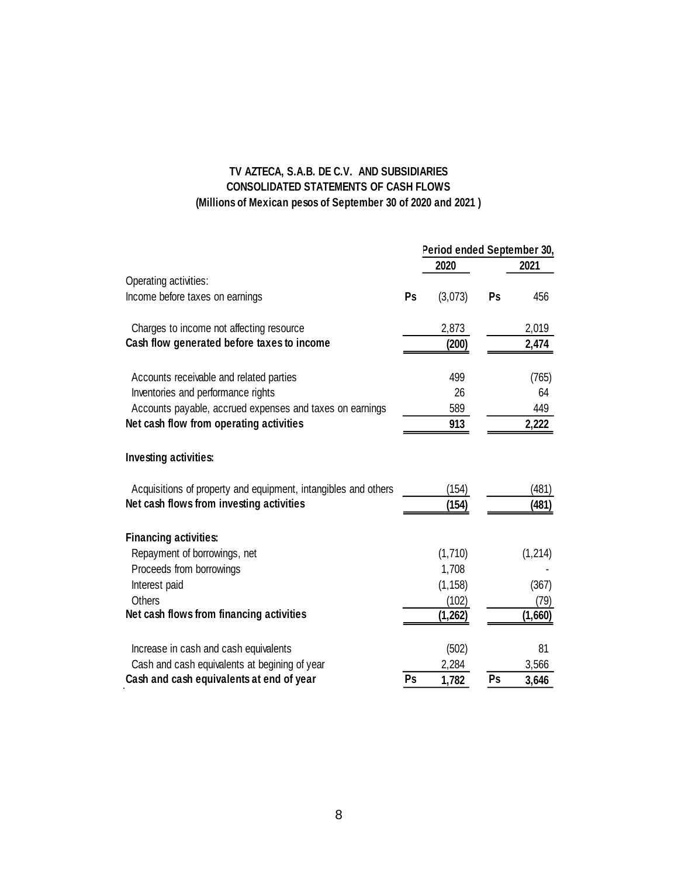**TV AZTECA, S.A.B. DE C.V. AND SUBSIDIARIES**
**CONSOLIDATED STATEMENTS OF CASH FLOWS**
**(Millions of Mexican pesos of September 30 of 2020 and 2021 )**

| | Period ended September 30, | | | |
| --- | --- | --- | --- | --- |
| | | 2020 | | 2021 |
| Operating activities: | | | | |
| Income before taxes on earnings | Ps | (3,073) | Ps | 456 |
| Charges to income not affecting resource | | 2,873 | | 2,019 |
| **Cash flow generated before taxes to income** | | **(200)** | | **2,474** |
| Accounts receivable and related parties | | 499 | | (765) |
| Inventories and performance rights | | 26 | | 64 |
| Accounts payable, accrued expenses and taxes on earnings | | 589 | | 449 |
| **Net cash flow from operating activities** | | **913** | | **2,222** |
| **Investing activities:** | | | | |
| Acquisitions of property and equipment, intangibles and others | | (154) | | (481) |
| **Net cash flows from investing activities** | | **(154)** | | **(481)** |
| **Financing activities:** | | | | |
| Repayment of borrowings, net | | (1,710) | | (1,214) |
| Proceeds from borrowings | | 1,708 | | - |
| Interest paid | | (1,158) | | (367) |
| Others | | (102) | | (79) |
| **Net cash flows from financing activities** | | **(1,262)** | | **(1,660)** |
| Increase in cash and cash equivalents | | (502) | | 81 |
| Cash and cash equivalents at begining of year | | 2,284 | | 3,566 |
| **Cash and cash equivalents at end of year** | **Ps** | **1,782** | **Ps** | **3,646** |